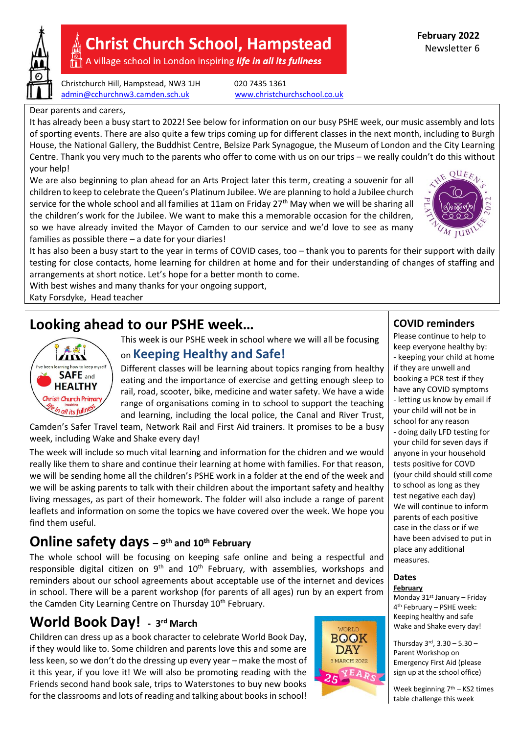# Christ Church School, Hampstead

A village school in London inspiring ***life in all its fullness***

Christchurch Hill, Hampstead, NW3 1JH
admin@cchurchnw3.camden.sch.uk

020 7435 1361
www.christchurchschool.co.uk

**February 2022**
Newsletter 6

Dear parents and carers,

It has already been a busy start to 2022! See below for information on our busy PSHE week, our music assembly and lots of sporting events. There are also quite a few trips coming up for different classes in the next month, including to Burgh House, the National Gallery, the Buddhist Centre, Belsize Park Synagogue, the Museum of London and the City Learning Centre. Thank you very much to the parents who offer to come with us on our trips – we really couldn't do this without your help!

We are also beginning to plan ahead for an Arts Project later this term, creating a souvenir for all children to keep to celebrate the Queen's Platinum Jubilee. We are planning to hold a Jubilee church service for the whole school and all families at 11am on Friday 27th May when we will be sharing all the children's work for the Jubilee. We want to make this a memorable occasion for the children, so we have already invited the Mayor of Camden to our service and we'd love to see as many families as possible there – a date for your diaries!

It has also been a busy start to the year in terms of COVID cases, too – thank you to parents for their support with daily testing for close contacts, home learning for children at home and for their understanding of changes of staffing and arrangements at short notice. Let's hope for a better month to come.

With best wishes and many thanks for your ongoing support,

Katy Forsdyke, Head teacher

## Looking ahead to our PSHE week…

This week is our PSHE week in school where we will all be focusing on **Keeping Healthy and Safe!**

Different classes will be learning about topics ranging from healthy eating and the importance of exercise and getting enough sleep to rail, road, scooter, bike, medicine and water safety. We have a wide range of organisations coming in to school to support the teaching and learning, including the local police, the Canal and River Trust, Camden's Safer Travel team, Network Rail and First Aid trainers. It promises to be a busy week, including Wake and Shake every day!

The week will include so much vital learning and information for the chidren and we would really like them to share and continue their learning at home with families. For that reason, we will be sending home all the children's PSHE work in a folder at the end of the week and we will be asking parents to talk with their children about the important safety and healthy living messages, as part of their homework. The folder will also include a range of parent leaflets and information on some the topics we have covered over the week. We hope you find them useful.

## Online safety days – 9th and 10th February

The whole school will be focusing on keeping safe online and being a respectful and responsible digital citizen on 9th and 10th February, with assemblies, workshops and reminders about our school agreements about acceptable use of the internet and devices in school. There will be a parent workshop (for parents of all ages) run by an expert from the Camden City Learning Centre on Thursday 10th February.

## World Book Day! - 3rd March

Children can dress up as a book character to celebrate World Book Day, if they would like to. Some children and parents love this and some are less keen, so we don't do the dressing up every year – make the most of it this year, if you love it! We will also be promoting reading with the Friends second hand book sale, trips to Waterstones to buy new books for the classrooms and lots of reading and talking about books in school!

### COVID reminders

Please continue to help to keep everyone healthy by:

- keeping your child at home if they are unwell and booking a PCR test if they have any COVID symptoms
- letting us know by email if your child will not be in school for any reason
- doing daily LFD testing for your child for seven days if anyone in your household tests positive for COVD (your child should still come to school as long as they test negative each day)

We will continue to inform parents of each positive case in the class or if we have been advised to put in place any additional measures.

### Dates

**February**

Monday 31st January – Friday 4th February – PSHE week: Keeping healthy and safe Wake and Shake every day!

Thursday 3rd, 3.30 – 5.30 – Parent Workshop on Emergency First Aid (please sign up at the school office)

Week beginning 7th – KS2 times table challenge this week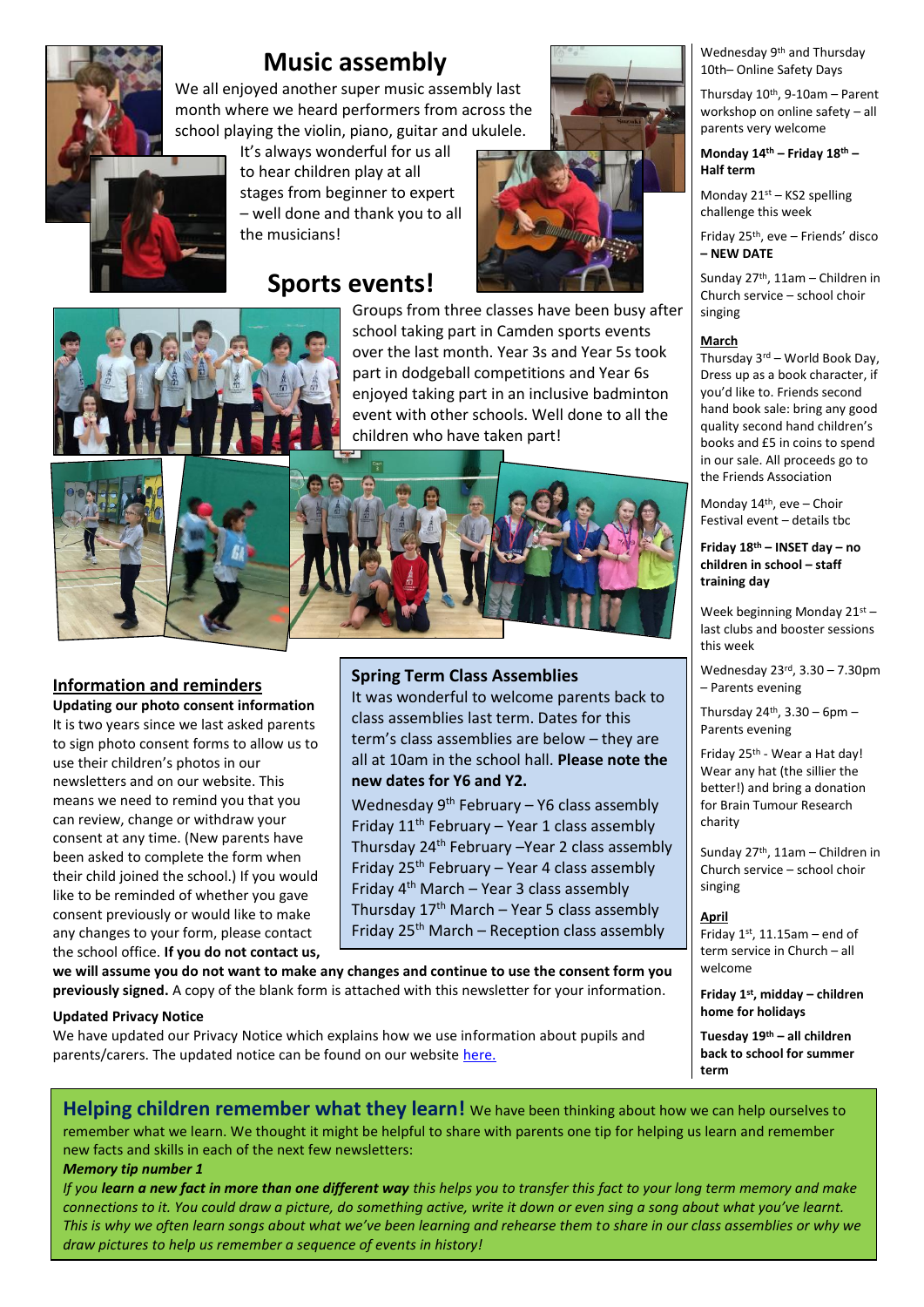# Music assembly

We all enjoyed another super music assembly last month where we heard performers from across the school playing the violin, piano, guitar and ukulele. It's always wonderful for us all to hear children play at all stages from beginner to expert – well done and thank you to all the musicians!

# Sports events!

Groups from three classes have been busy after school taking part in Camden sports events over the last month. Year 3s and Year 5s took part in dodgeball competitions and Year 6s enjoyed taking part in an inclusive badminton event with other schools. Well done to all the children who have taken part!

## Information and reminders

**Updating our photo consent information**

It is two years since we last asked parents to sign photo consent forms to allow us to use their children's photos in our newsletters and on our website. This means we need to remind you that you can review, change or withdraw your consent at any time. (New parents have been asked to complete the form when their child joined the school.) If you would like to be reminded of whether you gave consent previously or would like to make any changes to your form, please contact the school office. **If you do not contact us, we will assume you do not want to make any changes and continue to use the consent form you previously signed.** A copy of the blank form is attached with this newsletter for your information.

**Updated Privacy Notice**

We have updated our Privacy Notice which explains how we use information about pupils and parents/carers. The updated notice can be found on our website here.

## Spring Term Class Assemblies

It was wonderful to welcome parents back to class assemblies last term. Dates for this term's class assemblies are below – they are all at 10am in the school hall. **Please note the new dates for Y6 and Y2.**

Wednesday 9th February – Y6 class assembly
Friday 11th February – Year 1 class assembly
Thursday 24th February –Year 2 class assembly
Friday 25th February – Year 4 class assembly
Friday 4th March – Year 3 class assembly
Thursday 17th March – Year 5 class assembly
Friday 25th March – Reception class assembly

Wednesday 9th and Thursday 10th– Online Safety Days

Thursday 10th, 9-10am – Parent workshop on online safety – all parents very welcome

**Monday 14th – Friday 18th – Half term**

Monday 21st – KS2 spelling challenge this week

Friday 25th, eve – Friends' disco **– NEW DATE**

Sunday 27th, 11am – Children in Church service – school choir singing

**March**

Thursday 3rd – World Book Day, Dress up as a book character, if you'd like to. Friends second hand book sale: bring any good quality second hand children's books and £5 in coins to spend in our sale. All proceeds go to the Friends Association

Monday 14th, eve – Choir Festival event – details tbc

**Friday 18th – INSET day – no children in school – staff training day**

Week beginning Monday 21st – last clubs and booster sessions this week

Wednesday 23rd, 3.30 – 7.30pm – Parents evening

Thursday 24th, 3.30 – 6pm – Parents evening

Friday 25th - Wear a Hat day! Wear any hat (the sillier the better!) and bring a donation for Brain Tumour Research charity

Sunday 27th, 11am – Children in Church service – school choir singing

**April**

Friday 1st, 11.15am – end of term service in Church – all welcome

**Friday 1st, midday – children home for holidays**

**Tuesday 19th – all children back to school for summer term**

## Helping children remember what they learn!

We have been thinking about how we can help ourselves to remember what we learn. We thought it might be helpful to share with parents one tip for helping us learn and remember new facts and skills in each of the next few newsletters:

***Memory tip number 1***

*If you **learn a new fact in more than one different way** this helps you to transfer this fact to your long term memory and make connections to it. You could draw a picture, do something active, write it down or even sing a song about what you've learnt. This is why we often learn songs about what we've been learning and rehearse them to share in our class assemblies or why we draw pictures to help us remember a sequence of events in history!*